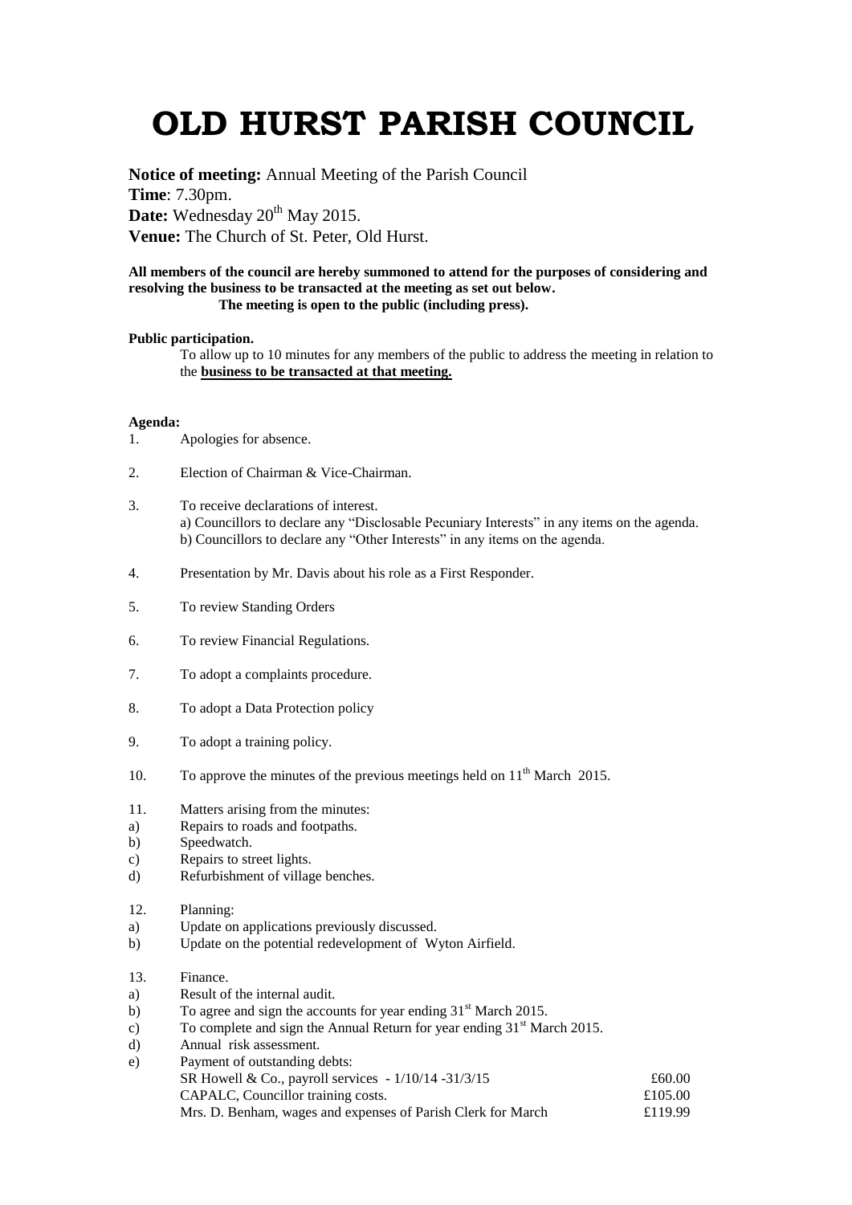# OLD HURST PARISH COUNCIL

**Notice of meeting:** Annual Meeting of the Parish Council
**Time**: 7.30pm.
**Date:** Wednesday 20th May 2015.
**Venue:** The Church of St. Peter, Old Hurst.

**All members of the council are hereby summoned to attend for the purposes of considering and resolving the business to be transacted at the meeting as set out below.**
**The meeting is open to the public (including press).**

**Public participation.**

To allow up to 10 minutes for any members of the public to address the meeting in relation to the **business to be transacted at that meeting.**

**Agenda:**

1. Apologies for absence.

2. Election of Chairman & Vice-Chairman.

3. To receive declarations of interest.
   a) Councillors to declare any "Disclosable Pecuniary Interests" in any items on the agenda.
   b) Councillors to declare any "Other Interests" in any items on the agenda.

4. Presentation by Mr. Davis about his role as a First Responder.

5. To review Standing Orders

6. To review Financial Regulations.

7. To adopt a complaints procedure.

8. To adopt a Data Protection policy

9. To adopt a training policy.

10. To approve the minutes of the previous meetings held on 11th March 2015.

11. Matters arising from the minutes:
    a) Repairs to roads and footpaths.
    b) Speedwatch.
    c) Repairs to street lights.
    d) Refurbishment of village benches.

12. Planning:
    a) Update on applications previously discussed.
    b) Update on the potential redevelopment of Wyton Airfield.

13. Finance.
    a) Result of the internal audit.
    b) To agree and sign the accounts for year ending 31st March 2015.
    c) To complete and sign the Annual Return for year ending 31st March 2015.
    d) Annual risk assessment.
    e) Payment of outstanding debts:

| | |
|---|---|
| SR Howell & Co., payroll services - 1/10/14 -31/3/15 | £60.00 |
| CAPALC, Councillor training costs. | £105.00 |
| Mrs. D. Benham, wages and expenses of Parish Clerk for March | £119.99 |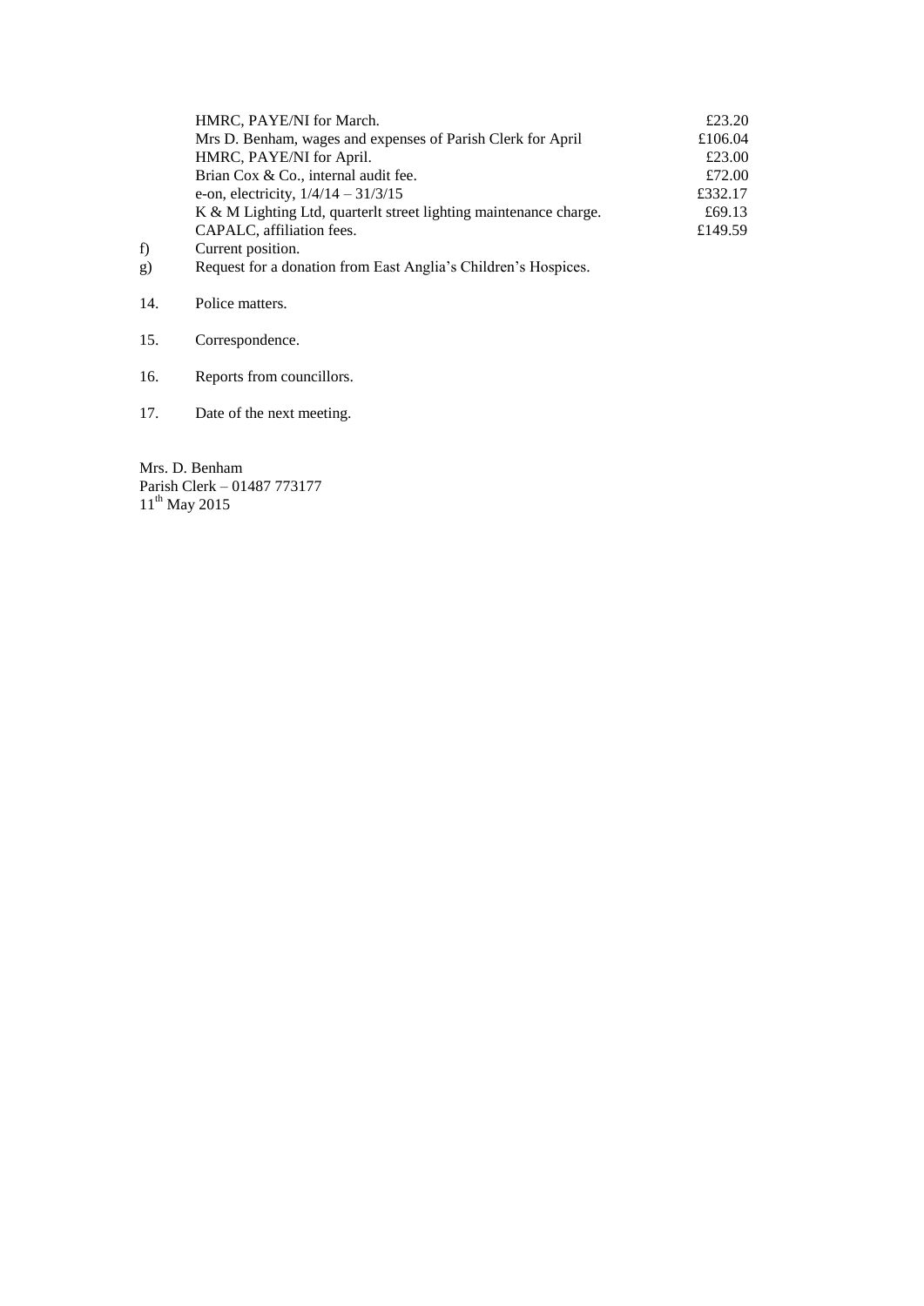| | |
|---|---|
| HMRC, PAYE/NI for March. | £23.20 |
| Mrs D. Benham, wages and expenses of Parish Clerk for April | £106.04 |
| HMRC, PAYE/NI for April. | £23.00 |
| Brian Cox & Co., internal audit fee. | £72.00 |
| e-on, electricity, 1/4/14 – 31/3/15 | £332.17 |
| K & M Lighting Ltd, quarterlt street lighting maintenance charge. | £69.13 |
| CAPALC, affiliation fees. | £149.59 |

f) Current position.

g) Request for a donation from East Anglia's Children's Hospices.

14. Police matters.

15. Correspondence.

16. Reports from councillors.

17. Date of the next meeting.

Mrs. D. Benham
Parish Clerk – 01487 773177
11th May 2015